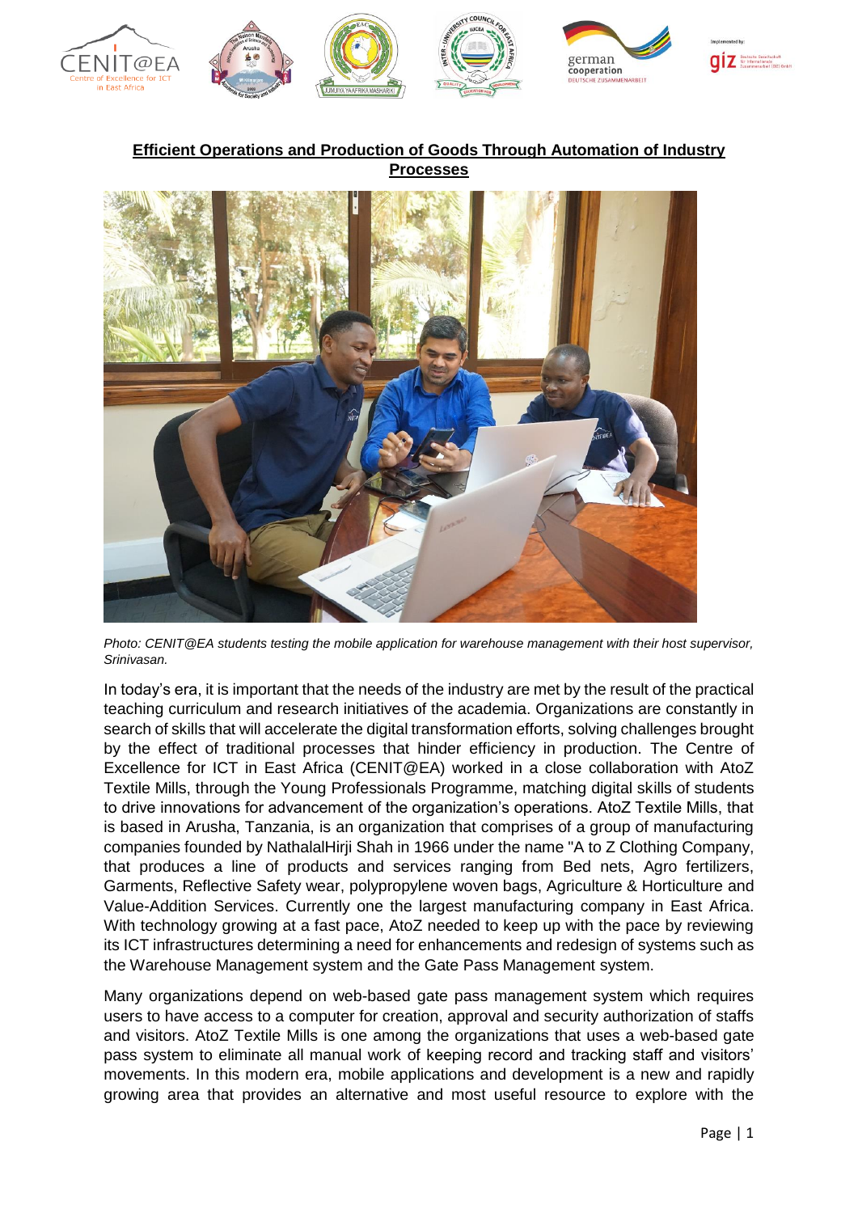# Efficient Operations and Production of Goods Through Automation of Industry Processes

*Photo: CENIT@EA students testing the mobile application for warehouse management with their host supervisor, Srinivasan.*

In today's era, it is important that the needs of the industry are met by the result of the practical teaching curriculum and research initiatives of the academia. Organizations are constantly in search of skills that will accelerate the digital transformation efforts, solving challenges brought by the effect of traditional processes that hinder efficiency in production. The Centre of Excellence for ICT in East Africa (CENIT@EA) worked in a close collaboration with AtoZ Textile Mills, through the Young Professionals Programme, matching digital skills of students to drive innovations for advancement of the organization's operations. AtoZ Textile Mills, that is based in Arusha, Tanzania, is an organization that comprises of a group of manufacturing companies founded by NathalalHirji Shah in 1966 under the name "A to Z Clothing Company, that produces a line of products and services ranging from Bed nets, Agro fertilizers, Garments, Reflective Safety wear, polypropylene woven bags, Agriculture & Horticulture and Value-Addition Services. Currently one the largest manufacturing company in East Africa. With technology growing at a fast pace, AtoZ needed to keep up with the pace by reviewing its ICT infrastructures determining a need for enhancements and redesign of systems such as the Warehouse Management system and the Gate Pass Management system.

Many organizations depend on web-based gate pass management system which requires users to have access to a computer for creation, approval and security authorization of staffs and visitors. AtoZ Textile Mills is one among the organizations that uses a web-based gate pass system to eliminate all manual work of keeping record and tracking staff and visitors' movements. In this modern era, mobile applications and development is a new and rapidly growing area that provides an alternative and most useful resource to explore with the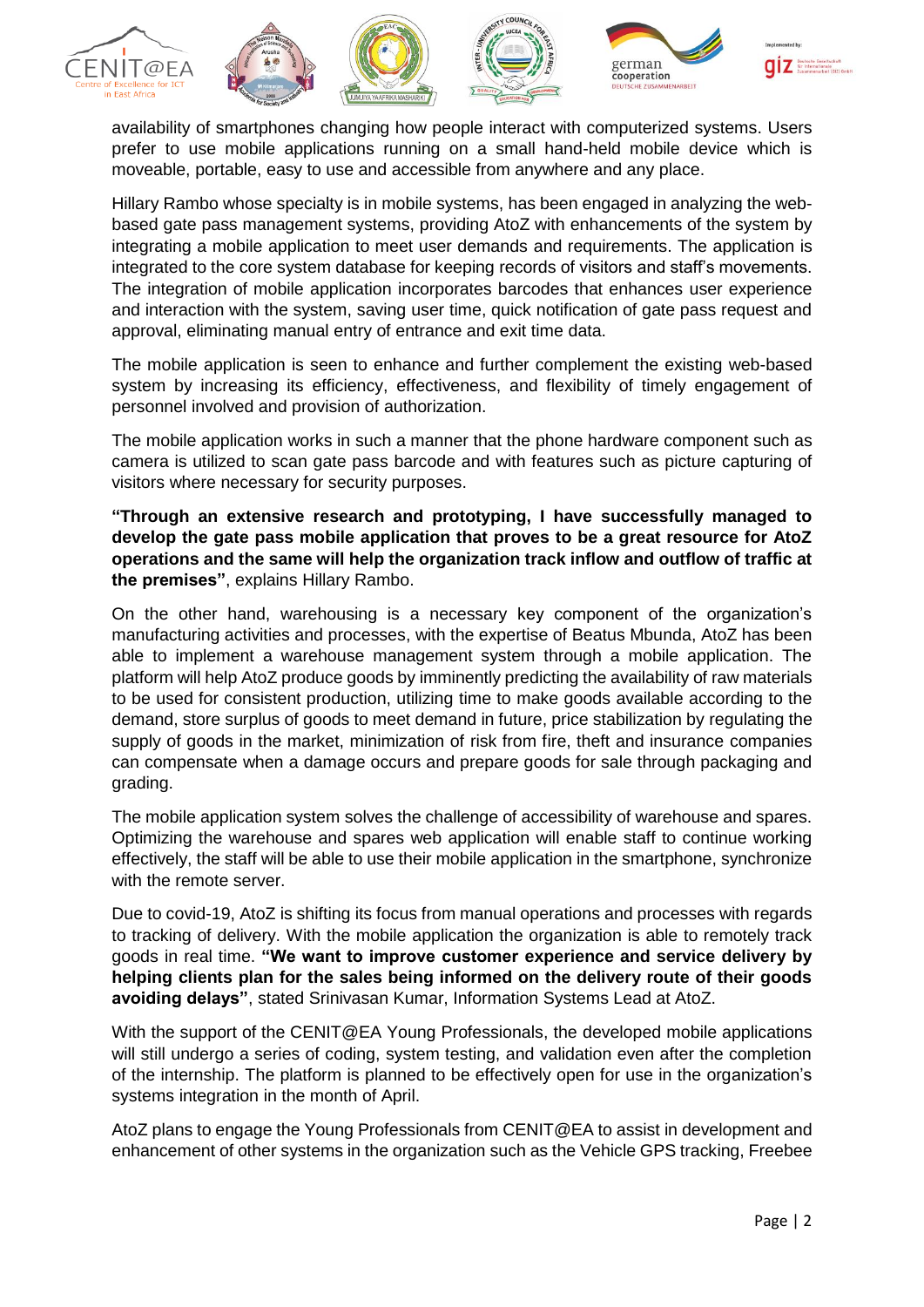availability of smartphones changing how people interact with computerized systems. Users prefer to use mobile applications running on a small hand-held mobile device which is moveable, portable, easy to use and accessible from anywhere and any place.

Hillary Rambo whose specialty is in mobile systems, has been engaged in analyzing the web-based gate pass management systems, providing AtoZ with enhancements of the system by integrating a mobile application to meet user demands and requirements. The application is integrated to the core system database for keeping records of visitors and staff's movements. The integration of mobile application incorporates barcodes that enhances user experience and interaction with the system, saving user time, quick notification of gate pass request and approval, eliminating manual entry of entrance and exit time data.

The mobile application is seen to enhance and further complement the existing web-based system by increasing its efficiency, effectiveness, and flexibility of timely engagement of personnel involved and provision of authorization.

The mobile application works in such a manner that the phone hardware component such as camera is utilized to scan gate pass barcode and with features such as picture capturing of visitors where necessary for security purposes.

**"Through an extensive research and prototyping, I have successfully managed to develop the gate pass mobile application that proves to be a great resource for AtoZ operations and the same will help the organization track inflow and outflow of traffic at the premises"**, explains Hillary Rambo.

On the other hand, warehousing is a necessary key component of the organization's manufacturing activities and processes, with the expertise of Beatus Mbunda, AtoZ has been able to implement a warehouse management system through a mobile application. The platform will help AtoZ produce goods by imminently predicting the availability of raw materials to be used for consistent production, utilizing time to make goods available according to the demand, store surplus of goods to meet demand in future, price stabilization by regulating the supply of goods in the market, minimization of risk from fire, theft and insurance companies can compensate when a damage occurs and prepare goods for sale through packaging and grading.

The mobile application system solves the challenge of accessibility of warehouse and spares. Optimizing the warehouse and spares web application will enable staff to continue working effectively, the staff will be able to use their mobile application in the smartphone, synchronize with the remote server.

Due to covid-19, AtoZ is shifting its focus from manual operations and processes with regards to tracking of delivery. With the mobile application the organization is able to remotely track goods in real time. **"We want to improve customer experience and service delivery by helping clients plan for the sales being informed on the delivery route of their goods avoiding delays"**, stated Srinivasan Kumar, Information Systems Lead at AtoZ.

With the support of the CENIT@EA Young Professionals, the developed mobile applications will still undergo a series of coding, system testing, and validation even after the completion of the internship. The platform is planned to be effectively open for use in the organization's systems integration in the month of April.

AtoZ plans to engage the Young Professionals from CENIT@EA to assist in development and enhancement of other systems in the organization such as the Vehicle GPS tracking, Freebee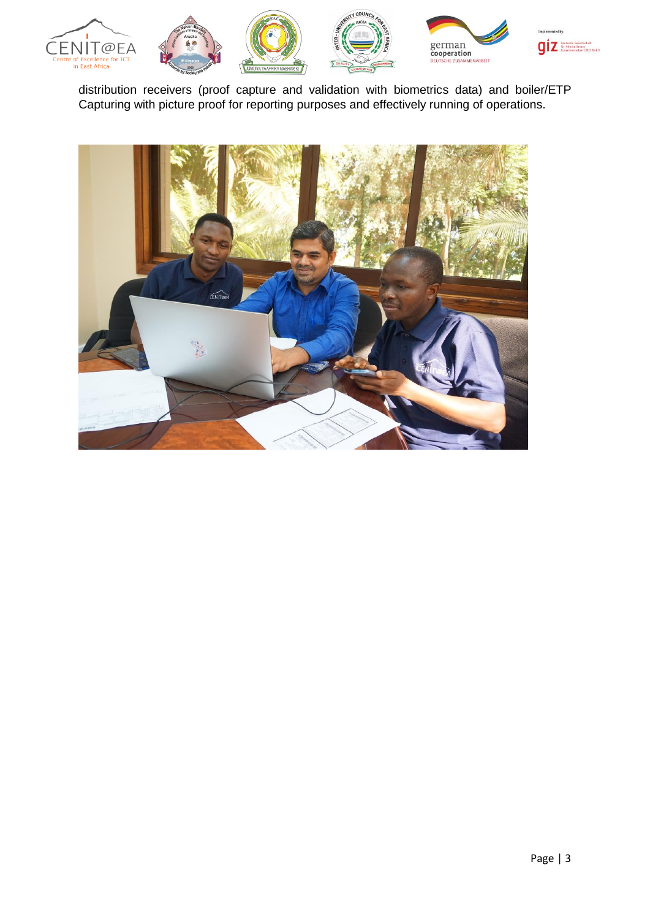distribution receivers (proof capture and validation with biometrics data) and boiler/ETP Capturing with picture proof for reporting purposes and effectively running of operations.